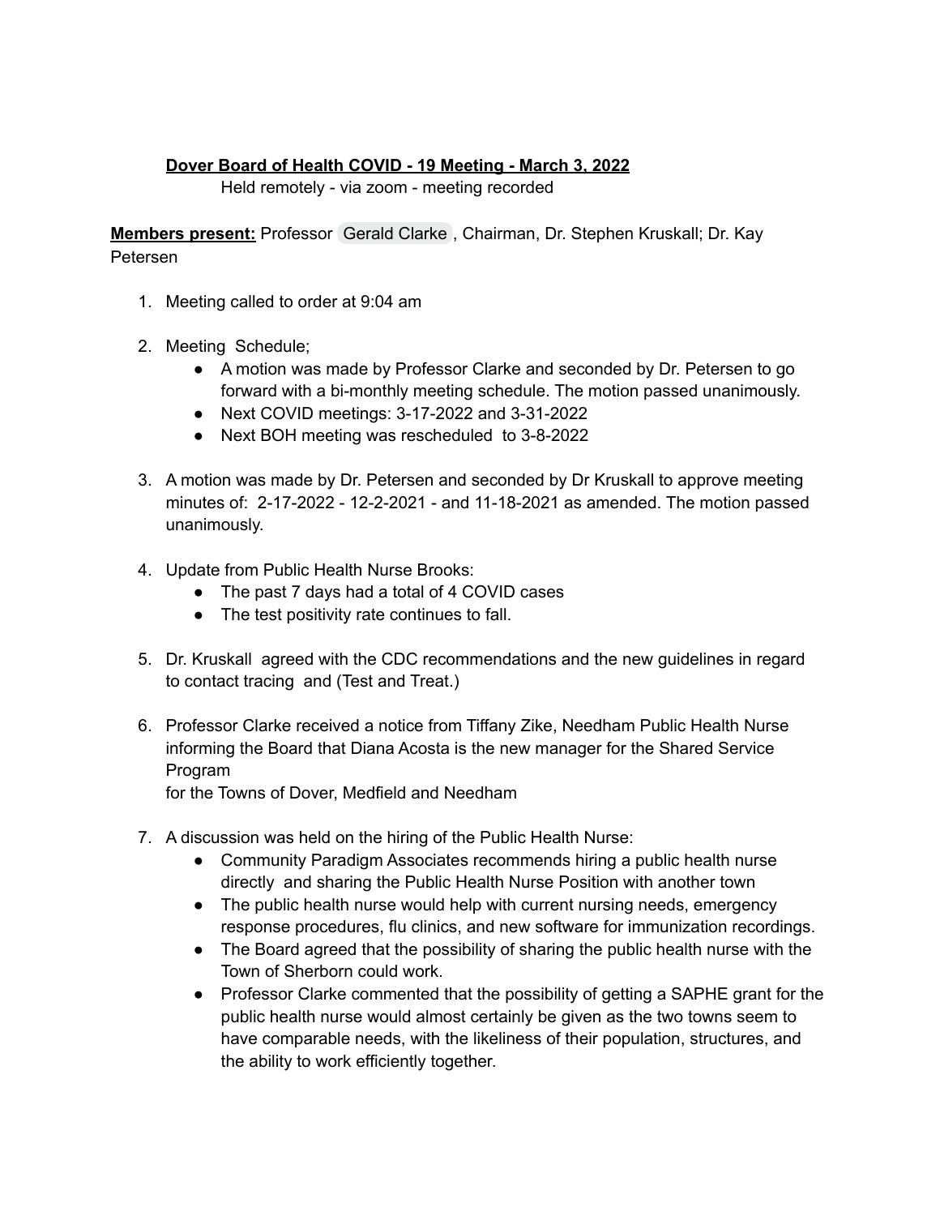**Dover Board of Health COVID - 19 Meeting - March 3, 2022**

Held remotely - via zoom - meeting recorded

**Members present:** Professor Gerald Clarke, Chairman, Dr. Stephen Kruskall; Dr. Kay Petersen

1. Meeting called to order at 9:04 am

2. Meeting Schedule;
   - A motion was made by Professor Clarke and seconded by Dr. Petersen to go forward with a bi-monthly meeting schedule. The motion passed unanimously.
   - Next COVID meetings: 3-17-2022 and 3-31-2022
   - Next BOH meeting was rescheduled to 3-8-2022

3. A motion was made by Dr. Petersen and seconded by Dr Kruskall to approve meeting minutes of: 2-17-2022 - 12-2-2021 - and 11-18-2021 as amended. The motion passed unanimously.

4. Update from Public Health Nurse Brooks:
   - The past 7 days had a total of 4 COVID cases
   - The test positivity rate continues to fall.

5. Dr. Kruskall agreed with the CDC recommendations and the new guidelines in regard to contact tracing and (Test and Treat.)

6. Professor Clarke received a notice from Tiffany Zike, Needham Public Health Nurse informing the Board that Diana Acosta is the new manager for the Shared Service Program
   for the Towns of Dover, Medfield and Needham

7. A discussion was held on the hiring of the Public Health Nurse:
   - Community Paradigm Associates recommends hiring a public health nurse directly and sharing the Public Health Nurse Position with another town
   - The public health nurse would help with current nursing needs, emergency response procedures, flu clinics, and new software for immunization recordings.
   - The Board agreed that the possibility of sharing the public health nurse with the Town of Sherborn could work.
   - Professor Clarke commented that the possibility of getting a SAPHE grant for the public health nurse would almost certainly be given as the two towns seem to have comparable needs, with the likeliness of their population, structures, and the ability to work efficiently together.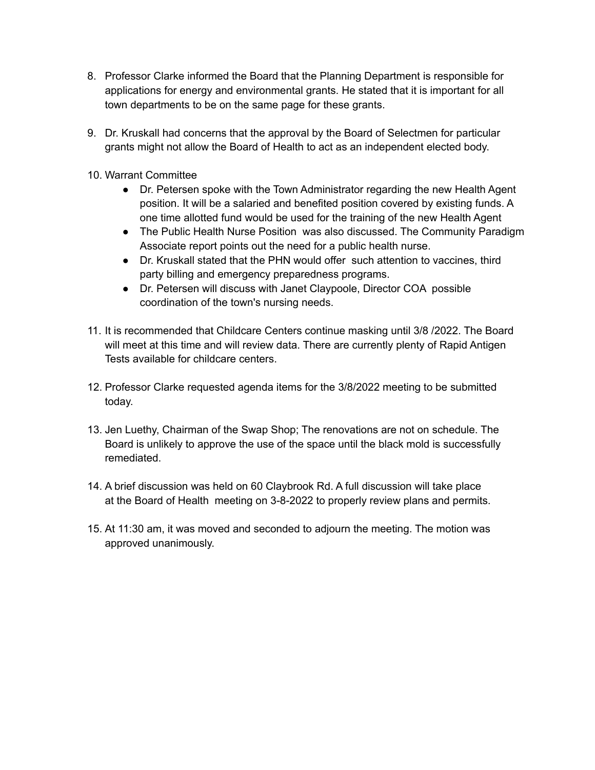8. Professor Clarke informed the Board that the Planning Department is responsible for applications for energy and environmental grants. He stated that it is important for all town departments to be on the same page for these grants.

9. Dr. Kruskall had concerns that the approval by the Board of Selectmen for particular grants might not allow the Board of Health to act as an independent elected body.

10. Warrant Committee
    - Dr. Petersen spoke with the Town Administrator regarding the new Health Agent position. It will be a salaried and benefited position covered by existing funds. A one time allotted fund would be used for the training of the new Health Agent
    - The Public Health Nurse Position was also discussed. The Community Paradigm Associate report points out the need for a public health nurse.
    - Dr. Kruskall stated that the PHN would offer such attention to vaccines, third party billing and emergency preparedness programs.
    - Dr. Petersen will discuss with Janet Claypoole, Director COA possible coordination of the town's nursing needs.

11. It is recommended that Childcare Centers continue masking until 3/8 /2022. The Board will meet at this time and will review data. There are currently plenty of Rapid Antigen Tests available for childcare centers.

12. Professor Clarke requested agenda items for the 3/8/2022 meeting to be submitted today.

13. Jen Luethy, Chairman of the Swap Shop; The renovations are not on schedule. The Board is unlikely to approve the use of the space until the black mold is successfully remediated.

14. A brief discussion was held on 60 Claybrook Rd. A full discussion will take place at the Board of Health meeting on 3-8-2022 to properly review plans and permits.

15. At 11:30 am, it was moved and seconded to adjourn the meeting. The motion was approved unanimously.